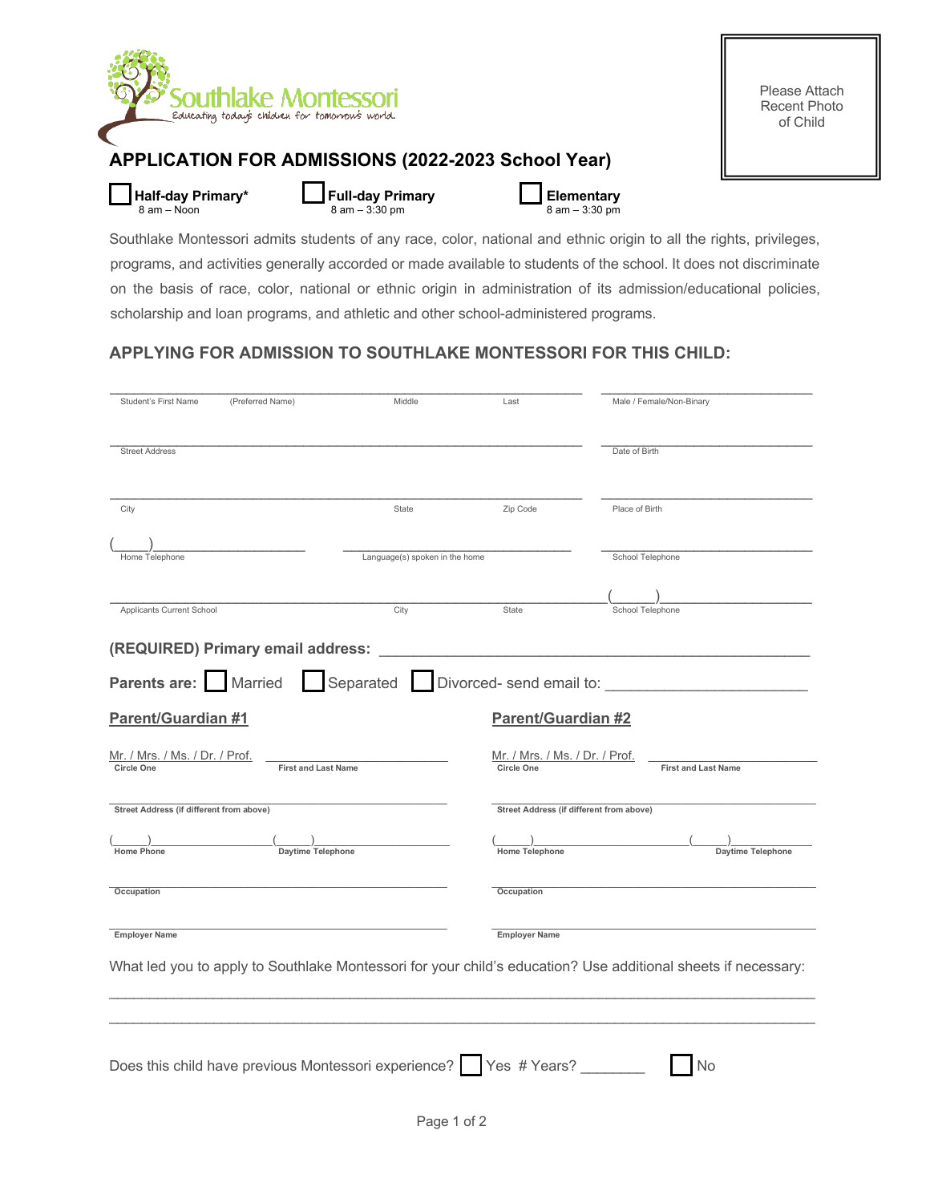Southlake Montessori
Educating today's children for tomorrow's world

Please Attach Recent Photo of Child

## APPLICATION FOR ADMISSIONS (2022-2023 School Year)

☐ **Half-day Primary*** 8 am – Noon ☐ **Full-day Primary** 8 am – 3:30 pm ☐ **Elementary** 8 am – 3:30 pm

Southlake Montessori admits students of any race, color, national and ethnic origin to all the rights, privileges, programs, and activities generally accorded or made available to students of the school. It does not discriminate on the basis of race, color, national or ethnic origin in administration of its admission/educational policies, scholarship and loan programs, and athletic and other school-administered programs.

### APPLYING FOR ADMISSION TO SOUTHLAKE MONTESSORI FOR THIS CHILD:

Student's First Name (Preferred Name) _______ Middle _______ Last _______ Male / Female/Non-Binary _______

Street Address _______ Date of Birth _______

City _______ State _______ Zip Code _______ Place of Birth _______

( ) Home Telephone _______ Language(s) spoken in the home _______ School Telephone _______

Applicants Current School _______ City _______ State _______ ( ) School Telephone _______

**(REQUIRED) Primary email address:** _______

**Parents are:** ☐ Married ☐ Separated ☐ Divorced- send email to: _______

| **Parent/Guardian #1** | **Parent/Guardian #2** |
|---|---|
| Mr. / Mrs. / Ms. / Dr. / Prof. (Circle One) _______ First and Last Name | Mr. / Mrs. / Ms. / Dr. / Prof. (Circle One) _______ First and Last Name |
| Street Address (if different from above) _______ | Street Address (if different from above) _______ |
| ( ) Home Phone _______ ( ) Daytime Telephone _______ | ( ) Home Telephone _______ ( ) Daytime Telephone _______ |
| Occupation _______ | Occupation _______ |
| Employer Name _______ | Employer Name _______ |

What led you to apply to Southlake Montessori for your child's education? Use additional sheets if necessary:

_______________________________________________

_______________________________________________

Does this child have previous Montessori experience? ☐ Yes # Years? ________ ☐ No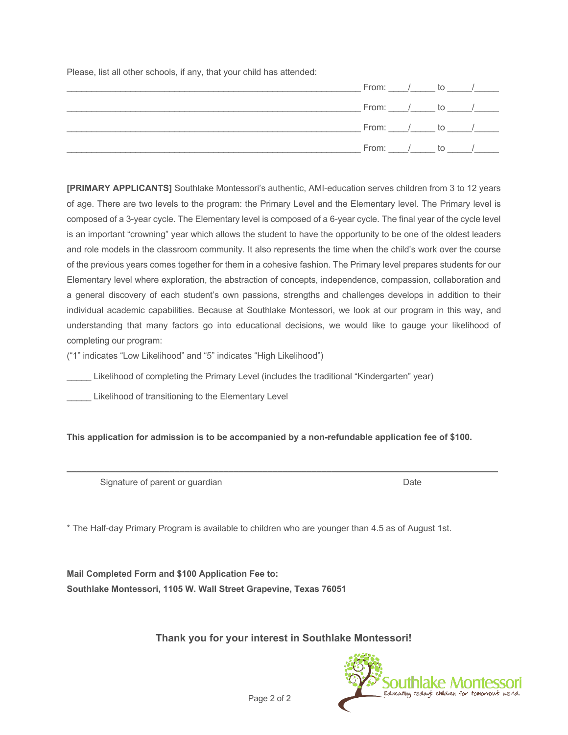Please, list all other schools, if any, that your child has attended:

_____________________________________________________________ From: ____/_____ to _____/_____

_____________________________________________________________ From: ____/_____ to _____/_____

_____________________________________________________________ From: ____/_____ to _____/_____

_____________________________________________________________ From: ____/_____ to _____/_____

**[PRIMARY APPLICANTS]** Southlake Montessori's authentic, AMI-education serves children from 3 to 12 years of age. There are two levels to the program: the Primary Level and the Elementary level. The Primary level is composed of a 3-year cycle. The Elementary level is composed of a 6-year cycle. The final year of the cycle level is an important "crowning" year which allows the student to have the opportunity to be one of the oldest leaders and role models in the classroom community. It also represents the time when the child's work over the course of the previous years comes together for them in a cohesive fashion. The Primary level prepares students for our Elementary level where exploration, the abstraction of concepts, independence, compassion, collaboration and a general discovery of each student's own passions, strengths and challenges develops in addition to their individual academic capabilities. Because at Southlake Montessori, we look at our program in this way, and understanding that many factors go into educational decisions, we would like to gauge your likelihood of completing our program:

("1" indicates "Low Likelihood" and "5" indicates "High Likelihood")

_____ Likelihood of completing the Primary Level (includes the traditional "Kindergarten" year)

_____ Likelihood of transitioning to the Elementary Level

**This application for admission is to be accompanied by a non-refundable application fee of $100.**

_____________________________________________________________________________

Signature of parent or guardian                                                                 Date

* The Half-day Primary Program is available to children who are younger than 4.5 as of August 1st.

**Mail Completed Form and $100 Application Fee to:**
**Southlake Montessori, 1105 W. Wall Street Grapevine, Texas 76051**

**Thank you for your interest in Southlake Montessori!**

Southlake Montessori
Educating today's children for tomorrow's world.